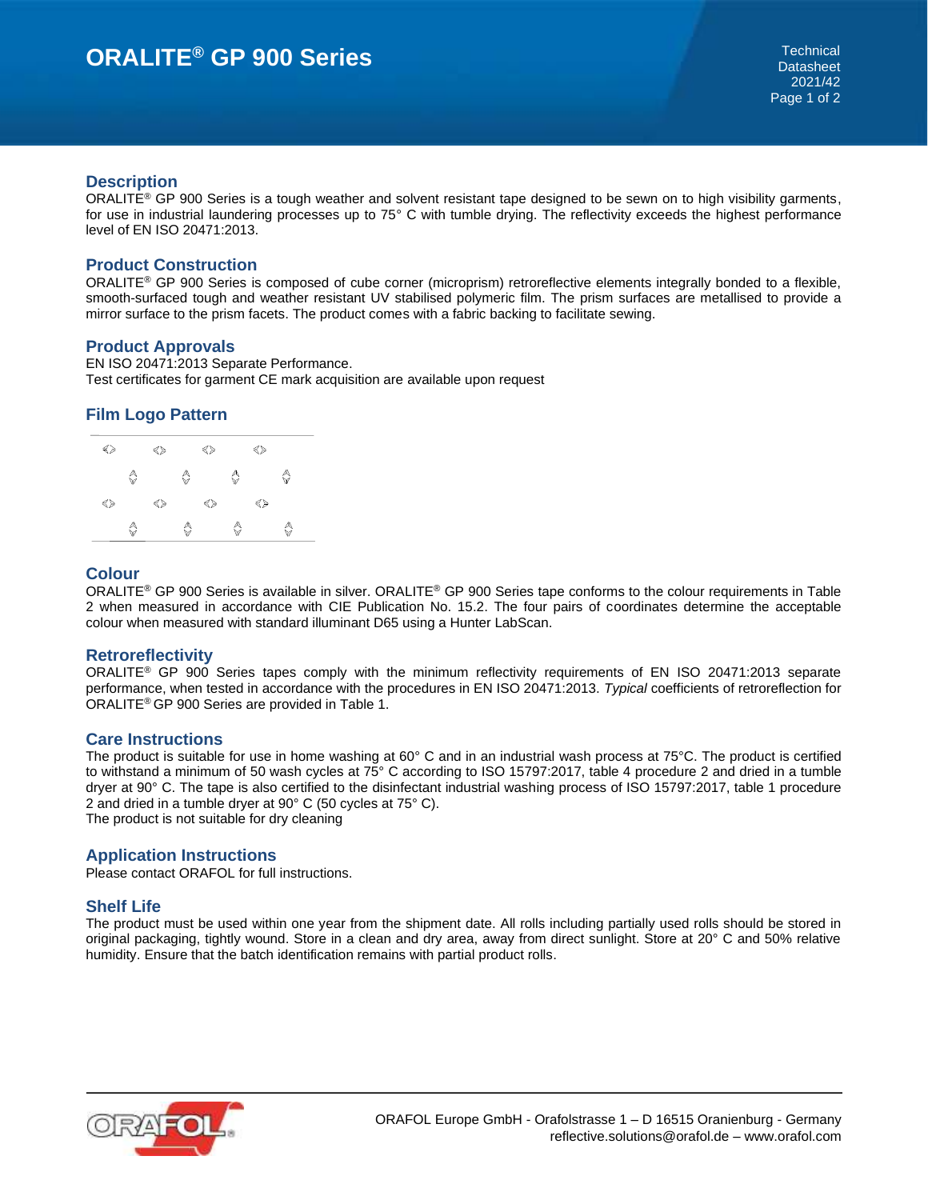# ORALITE® GP 900 Series

Technical Datasheet 2021/42

## Description

ORALITE® GP 900 Series is a tough weather and solvent resistant tape designed to be sewn on to high visibility garments, for use in industrial laundering processes up to 75° C with tumble drying. The reflectivity exceeds the highest performance level of EN ISO 20471:2013.

## Product Construction

ORALITE® GP 900 Series is composed of cube corner (microprism) retroreflective elements integrally bonded to a flexible, smooth-surfaced tough and weather resistant UV stabilised polymeric film. The prism surfaces are metallised to provide a mirror surface to the prism facets. The product comes with a fabric backing to facilitate sewing.

## Product Approvals

EN ISO 20471:2013 Separate Performance.
Test certificates for garment CE mark acquisition are available upon request

## Film Logo Pattern

## Colour

ORALITE® GP 900 Series is available in silver. ORALITE® GP 900 Series tape conforms to the colour requirements in Table 2 when measured in accordance with CIE Publication No. 15.2. The four pairs of coordinates determine the acceptable colour when measured with standard illuminant D65 using a Hunter LabScan.

## Retroreflectivity

ORALITE® GP 900 Series tapes comply with the minimum reflectivity requirements of EN ISO 20471:2013 separate performance, when tested in accordance with the procedures in EN ISO 20471:2013. *Typical* coefficients of retroreflection for ORALITE® GP 900 Series are provided in Table 1.

## Care Instructions

The product is suitable for use in home washing at 60° C and in an industrial wash process at 75°C. The product is certified to withstand a minimum of 50 wash cycles at 75° C according to ISO 15797:2017, table 4 procedure 2 and dried in a tumble dryer at 90° C. The tape is also certified to the disinfectant industrial washing process of ISO 15797:2017, table 1 procedure 2 and dried in a tumble dryer at 90° C (50 cycles at 75° C).
The product is not suitable for dry cleaning

## Application Instructions

Please contact ORAFOL for full instructions.

## Shelf Life

The product must be used within one year from the shipment date. All rolls including partially used rolls should be stored in original packaging, tightly wound. Store in a clean and dry area, away from direct sunlight. Store at 20° C and 50% relative humidity. Ensure that the batch identification remains with partial product rolls.

ORAFOL Europe GmbH - Orafolstrasse 1 – D 16515 Oranienburg - Germany
reflective.solutions@orafol.de – www.orafol.com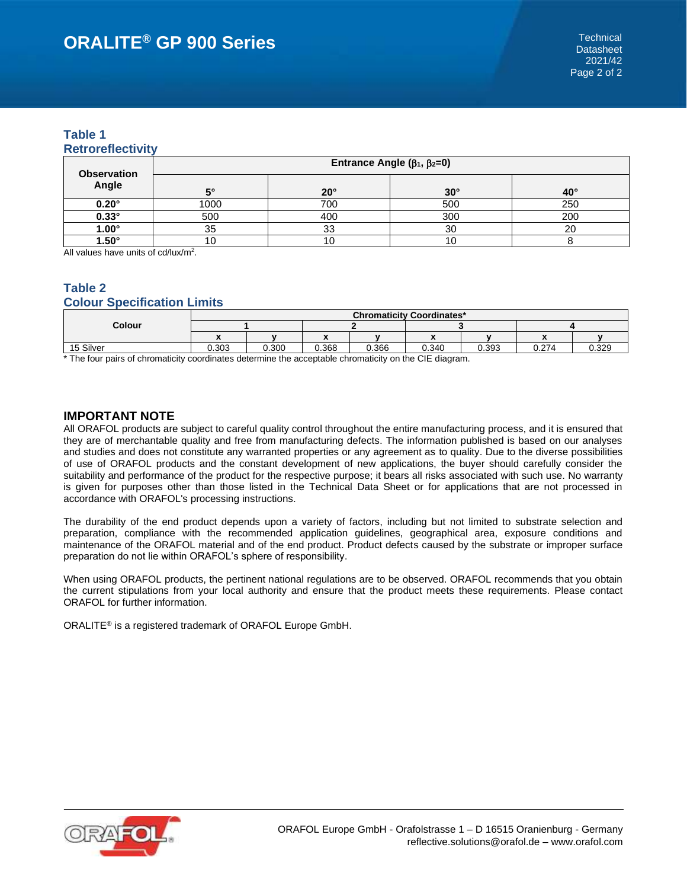### Table 1
### Retroreflectivity

| Observation Angle | Entrance Angle ($\beta_1$, $\beta_2$=0) | | | |
|---|---|---|---|---|
| | 5° | 20° | 30° | 40° |
| **0.20°** | 1000 | 700 | 500 | 250 |
| **0.33°** | 500 | 400 | 300 | 200 |
| **1.00°** | 35 | 33 | 30 | 20 |
| **1.50°** | 10 | 10 | 10 | 8 |

All values have units of cd/lux/m².

### Table 2
### Colour Specification Limits

| Colour | Chromaticity Coordinates* | | | | | | | |
|---|---|---|---|---|---|---|---|---|
| | 1 | | 2 | | 3 | | 4 | |
| | x | y | x | y | x | y | x | y |
| 15 Silver | 0.303 | 0.300 | 0.368 | 0.366 | 0.340 | 0.393 | 0.274 | 0.329 |

* The four pairs of chromaticity coordinates determine the acceptable chromaticity on the CIE diagram.

## IMPORTANT NOTE

All ORAFOL products are subject to careful quality control throughout the entire manufacturing process, and it is ensured that they are of merchantable quality and free from manufacturing defects. The information published is based on our analyses and studies and does not constitute any warranted properties or any agreement as to quality. Due to the diverse possibilities of use of ORAFOL products and the constant development of new applications, the buyer should carefully consider the suitability and performance of the product for the respective purpose; it bears all risks associated with such use. No warranty is given for purposes other than those listed in the Technical Data Sheet or for applications that are not processed in accordance with ORAFOL's processing instructions.

The durability of the end product depends upon a variety of factors, including but not limited to substrate selection and preparation, compliance with the recommended application guidelines, geographical area, exposure conditions and maintenance of the ORAFOL material and of the end product. Product defects caused by the substrate or improper surface preparation do not lie within ORAFOL's sphere of responsibility.

When using ORAFOL products, the pertinent national regulations are to be observed. ORAFOL recommends that you obtain the current stipulations from your local authority and ensure that the product meets these requirements. Please contact ORAFOL for further information.

ORALITE® is a registered trademark of ORAFOL Europe GmbH.

ORAFOL Europe GmbH - Orafolstrasse 1 – D 16515 Oranienburg - Germany
reflective.solutions@orafol.de – www.orafol.com